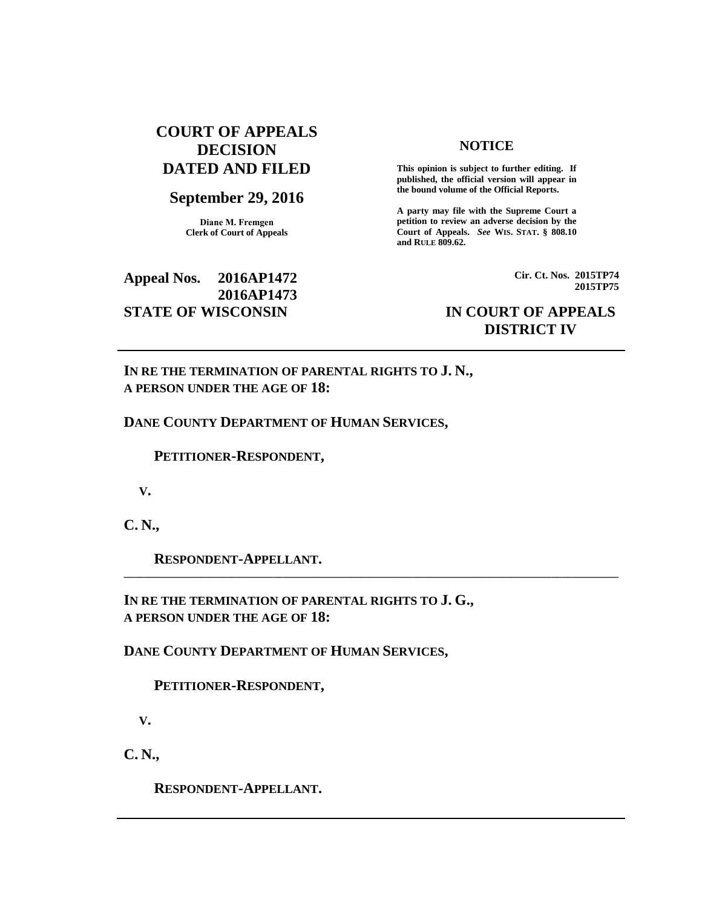# COURT OF APPEALS DECISION DATED AND FILED

## September 29, 2016

**Diane M. Fremgen**
**Clerk of Court of Appeals**

**NOTICE**

**This opinion is subject to further editing. If published, the official version will appear in the bound volume of the Official Reports.**

**A party may file with the Supreme Court a petition to review an adverse decision by the Court of Appeals.** ***See*** **WIS. STAT. § 808.10 and RULE 809.62.**

**Appeal Nos. 2016AP1472**
**2016AP1473**

**Cir. Ct. Nos. 2015TP74**
**2015TP75**

**STATE OF WISCONSIN** **IN COURT OF APPEALS**
**DISTRICT IV**

---

**IN RE THE TERMINATION OF PARENTAL RIGHTS TO J. N., A PERSON UNDER THE AGE OF 18:**

**DANE COUNTY DEPARTMENT OF HUMAN SERVICES,**

**PETITIONER-RESPONDENT,**

**V.**

**C. N.,**

**RESPONDENT-APPELLANT.**

---

**IN RE THE TERMINATION OF PARENTAL RIGHTS TO J. G., A PERSON UNDER THE AGE OF 18:**

**DANE COUNTY DEPARTMENT OF HUMAN SERVICES,**

**PETITIONER-RESPONDENT,**

**V.**

**C. N.,**

**RESPONDENT-APPELLANT.**

---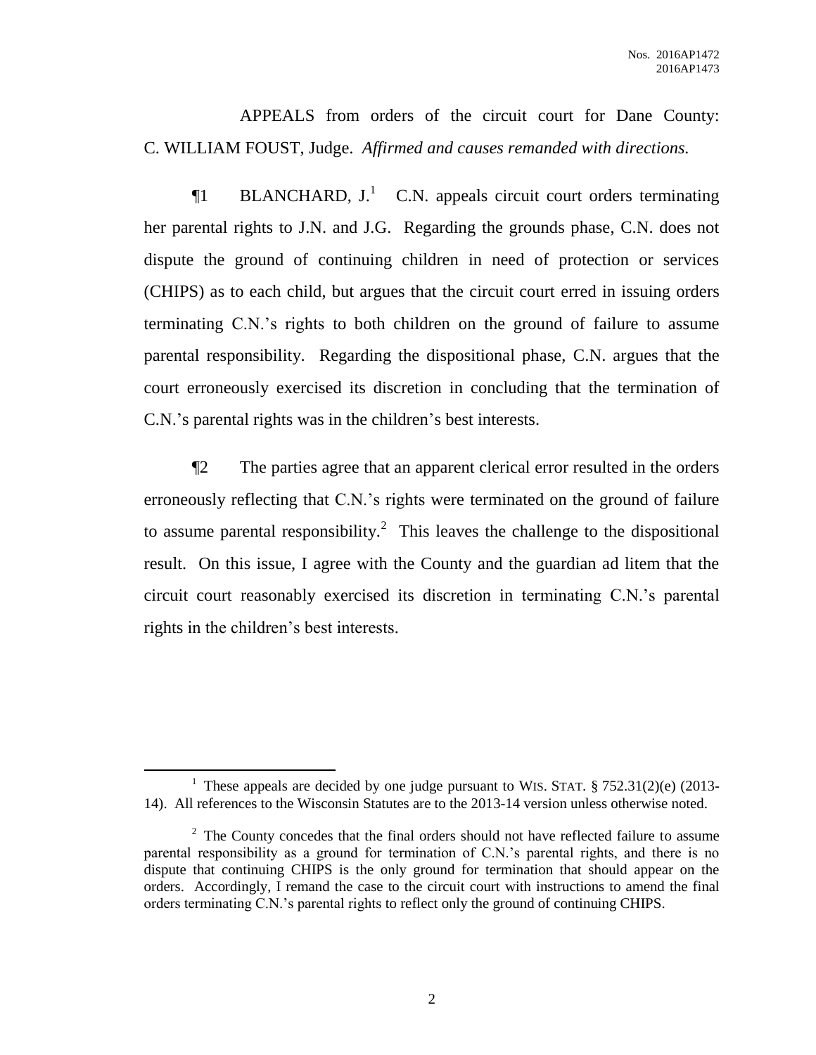APPEALS from orders of the circuit court for Dane County: C. WILLIAM FOUST, Judge. *Affirmed and causes remanded with directions.*

¶1 BLANCHARD, J.[1] C.N. appeals circuit court orders terminating her parental rights to J.N. and J.G. Regarding the grounds phase, C.N. does not dispute the ground of continuing children in need of protection or services (CHIPS) as to each child, but argues that the circuit court erred in issuing orders terminating C.N.'s rights to both children on the ground of failure to assume parental responsibility. Regarding the dispositional phase, C.N. argues that the court erroneously exercised its discretion in concluding that the termination of C.N.'s parental rights was in the children's best interests.

¶2 The parties agree that an apparent clerical error resulted in the orders erroneously reflecting that C.N.'s rights were terminated on the ground of failure to assume parental responsibility.[2] This leaves the challenge to the dispositional result. On this issue, I agree with the County and the guardian ad litem that the circuit court reasonably exercised its discretion in terminating C.N.'s parental rights in the children's best interests.

---

[1] These appeals are decided by one judge pursuant to WIS. STAT. § 752.31(2)(e) (2013-14). All references to the Wisconsin Statutes are to the 2013-14 version unless otherwise noted.

[2] The County concedes that the final orders should not have reflected failure to assume parental responsibility as a ground for termination of C.N.'s parental rights, and there is no dispute that continuing CHIPS is the only ground for termination that should appear on the orders. Accordingly, I remand the case to the circuit court with instructions to amend the final orders terminating C.N.'s parental rights to reflect only the ground of continuing CHIPS.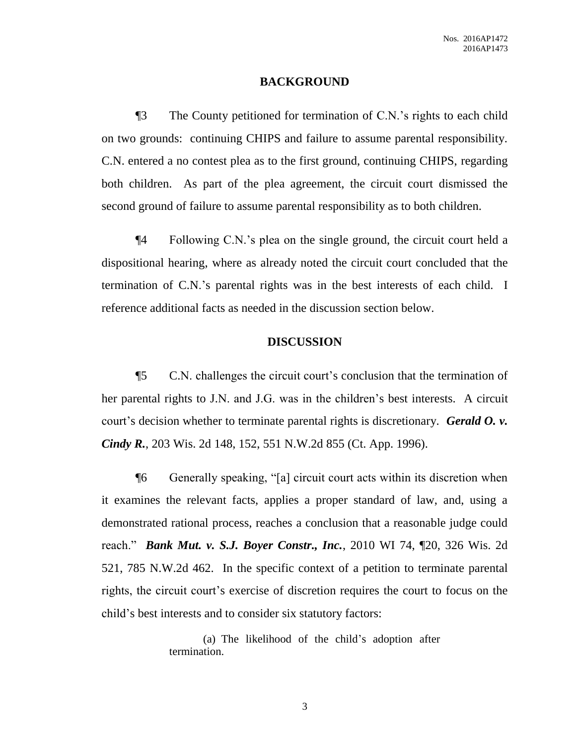## BACKGROUND

¶3 The County petitioned for termination of C.N.'s rights to each child on two grounds: continuing CHIPS and failure to assume parental responsibility. C.N. entered a no contest plea as to the first ground, continuing CHIPS, regarding both children. As part of the plea agreement, the circuit court dismissed the second ground of failure to assume parental responsibility as to both children.

¶4 Following C.N.'s plea on the single ground, the circuit court held a dispositional hearing, where as already noted the circuit court concluded that the termination of C.N.'s parental rights was in the best interests of each child. I reference additional facts as needed in the discussion section below.

## DISCUSSION

¶5 C.N. challenges the circuit court's conclusion that the termination of her parental rights to J.N. and J.G. was in the children's best interests. A circuit court's decision whether to terminate parental rights is discretionary. ***Gerald O. v. Cindy R.***, 203 Wis. 2d 148, 152, 551 N.W.2d 855 (Ct. App. 1996).

¶6 Generally speaking, "[a] circuit court acts within its discretion when it examines the relevant facts, applies a proper standard of law, and, using a demonstrated rational process, reaches a conclusion that a reasonable judge could reach." ***Bank Mut. v. S.J. Boyer Constr., Inc.***, 2010 WI 74, ¶20, 326 Wis. 2d 521, 785 N.W.2d 462. In the specific context of a petition to terminate parental rights, the circuit court's exercise of discretion requires the court to focus on the child's best interests and to consider six statutory factors:

> (a) The likelihood of the child's adoption after termination.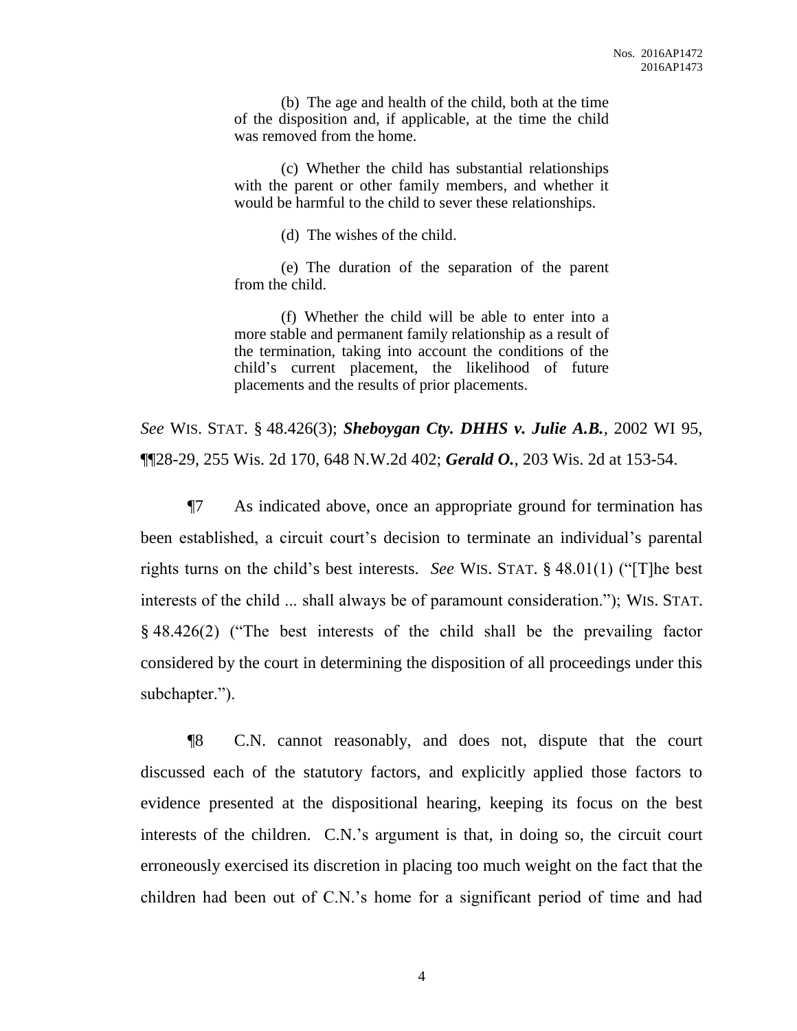> (b) The age and health of the child, both at the time of the disposition and, if applicable, at the time the child was removed from the home.
>
> (c) Whether the child has substantial relationships with the parent or other family members, and whether it would be harmful to the child to sever these relationships.
>
> (d) The wishes of the child.
>
> (e) The duration of the separation of the parent from the child.
>
> (f) Whether the child will be able to enter into a more stable and permanent family relationship as a result of the termination, taking into account the conditions of the child's current placement, the likelihood of future placements and the results of prior placements.

*See* WIS. STAT. § 48.426(3); ***Sheboygan Cty. DHHS v. Julie A.B.***, 2002 WI 95, ¶¶28-29, 255 Wis. 2d 170, 648 N.W.2d 402; ***Gerald O.***, 203 Wis. 2d at 153-54.

¶7 As indicated above, once an appropriate ground for termination has been established, a circuit court's decision to terminate an individual's parental rights turns on the child's best interests. *See* WIS. STAT. § 48.01(1) ("[T]he best interests of the child ... shall always be of paramount consideration."); WIS. STAT. § 48.426(2) ("The best interests of the child shall be the prevailing factor considered by the court in determining the disposition of all proceedings under this subchapter.").

¶8 C.N. cannot reasonably, and does not, dispute that the court discussed each of the statutory factors, and explicitly applied those factors to evidence presented at the dispositional hearing, keeping its focus on the best interests of the children. C.N.'s argument is that, in doing so, the circuit court erroneously exercised its discretion in placing too much weight on the fact that the children had been out of C.N.'s home for a significant period of time and had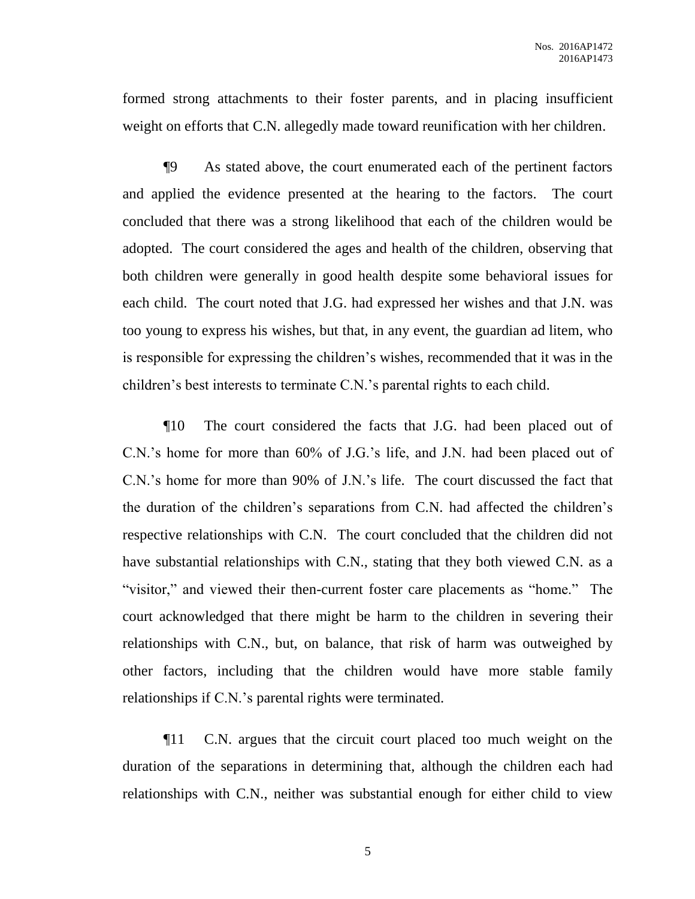formed strong attachments to their foster parents, and in placing insufficient weight on efforts that C.N. allegedly made toward reunification with her children.

¶9 As stated above, the court enumerated each of the pertinent factors and applied the evidence presented at the hearing to the factors. The court concluded that there was a strong likelihood that each of the children would be adopted. The court considered the ages and health of the children, observing that both children were generally in good health despite some behavioral issues for each child. The court noted that J.G. had expressed her wishes and that J.N. was too young to express his wishes, but that, in any event, the guardian ad litem, who is responsible for expressing the children's wishes, recommended that it was in the children's best interests to terminate C.N.'s parental rights to each child.

¶10 The court considered the facts that J.G. had been placed out of C.N.'s home for more than 60% of J.G.'s life, and J.N. had been placed out of C.N.'s home for more than 90% of J.N.'s life. The court discussed the fact that the duration of the children's separations from C.N. had affected the children's respective relationships with C.N. The court concluded that the children did not have substantial relationships with C.N., stating that they both viewed C.N. as a "visitor," and viewed their then-current foster care placements as "home." The court acknowledged that there might be harm to the children in severing their relationships with C.N., but, on balance, that risk of harm was outweighed by other factors, including that the children would have more stable family relationships if C.N.'s parental rights were terminated.

¶11 C.N. argues that the circuit court placed too much weight on the duration of the separations in determining that, although the children each had relationships with C.N., neither was substantial enough for either child to view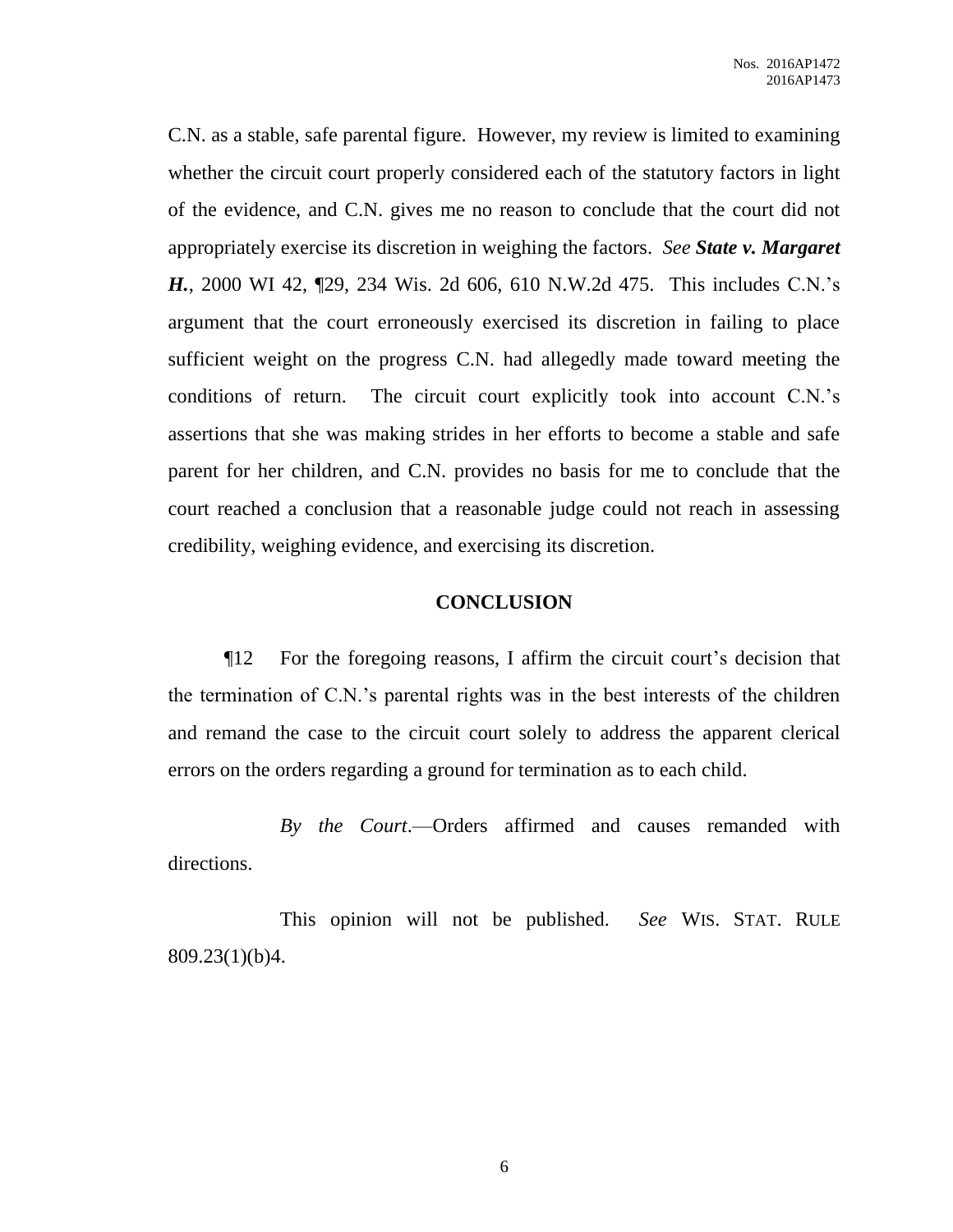C.N. as a stable, safe parental figure. However, my review is limited to examining whether the circuit court properly considered each of the statutory factors in light of the evidence, and C.N. gives me no reason to conclude that the court did not appropriately exercise its discretion in weighing the factors. *See* ***State v. Margaret H.***, 2000 WI 42, ¶29, 234 Wis. 2d 606, 610 N.W.2d 475. This includes C.N.'s argument that the court erroneously exercised its discretion in failing to place sufficient weight on the progress C.N. had allegedly made toward meeting the conditions of return. The circuit court explicitly took into account C.N.'s assertions that she was making strides in her efforts to become a stable and safe parent for her children, and C.N. provides no basis for me to conclude that the court reached a conclusion that a reasonable judge could not reach in assessing credibility, weighing evidence, and exercising its discretion.

## CONCLUSION

¶12 For the foregoing reasons, I affirm the circuit court's decision that the termination of C.N.'s parental rights was in the best interests of the children and remand the case to the circuit court solely to address the apparent clerical errors on the orders regarding a ground for termination as to each child.

*By the Court*.—Orders affirmed and causes remanded with directions.

This opinion will not be published. *See* WIS. STAT. RULE 809.23(1)(b)4.